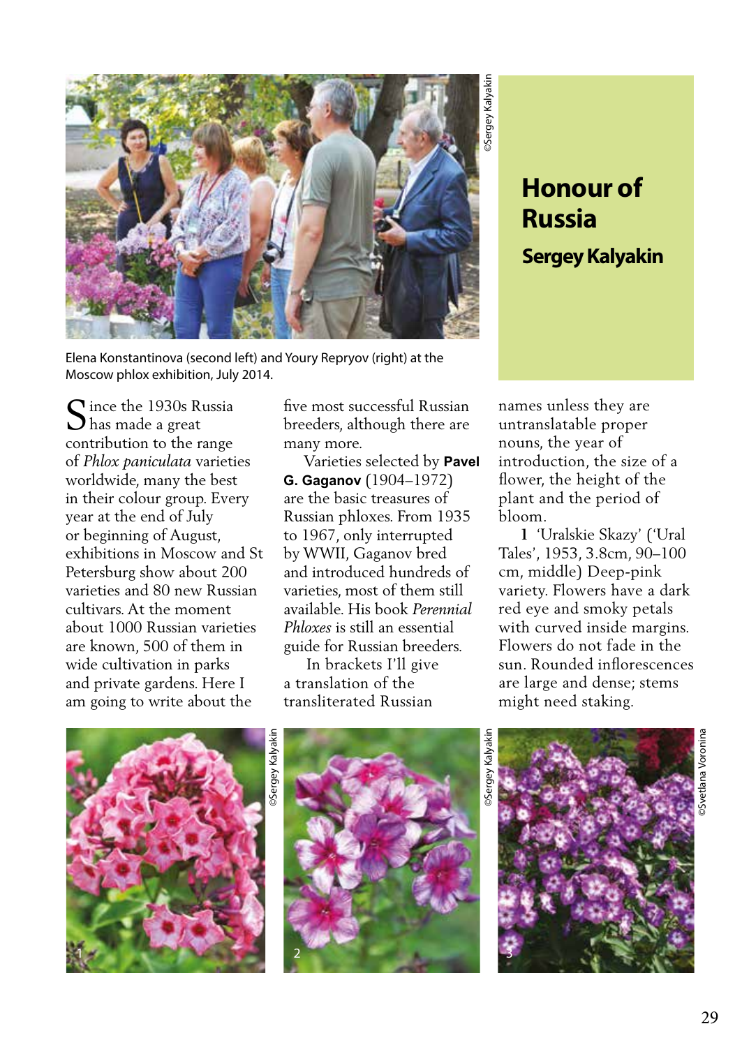# Honour of Russia

## Sergey Kalyakin

Elena Konstantinova (second left) and Youry Repryov (right) at the Moscow phlox exhibition, July 2014.

Since the 1930s Russia has made a great contribution to the range of *Phlox paniculata* varieties worldwide, many the best in their colour group. Every year at the end of July or beginning of August, exhibitions in Moscow and St Petersburg show about 200 varieties and 80 new Russian cultivars. At the moment about 1000 Russian varieties are known, 500 of them in wide cultivation in parks and private gardens. Here I am going to write about the five most successful Russian breeders, although there are many more.

Varieties selected by **Pavel G. Gaganov** (1904–1972) are the basic treasures of Russian phloxes. From 1935 to 1967, only interrupted by WWII, Gaganov bred and introduced hundreds of varieties, most of them still available. His book *Perennial Phloxes* is still an essential guide for Russian breeders.

In brackets I'll give a translation of the transliterated Russian names unless they are untranslatable proper nouns, the year of introduction, the size of a flower, the height of the plant and the period of bloom.

**1** 'Uralskie Skazy' ('Ural Tales', 1953, 3.8cm, 90–100 cm, middle) Deep-pink variety. Flowers have a dark red eye and smoky petals with curved inside margins. Flowers do not fade in the sun. Rounded inflorescences are large and dense; stems might need staking.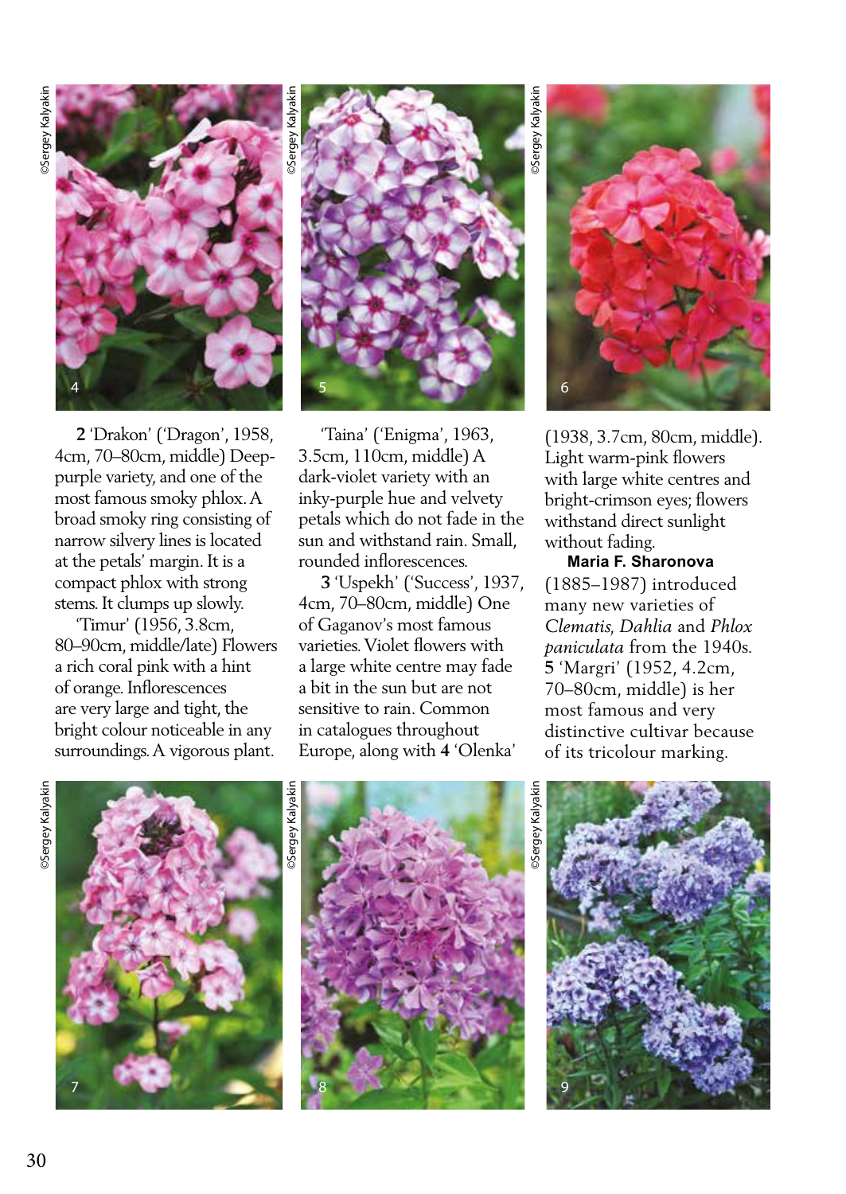**2** 'Drakon' ('Dragon', 1958, 4cm, 70–80cm, middle) Deep-purple variety, and one of the most famous smoky phlox. A broad smoky ring consisting of narrow silvery lines is located at the petals' margin. It is a compact phlox with strong stems. It clumps up slowly.

'Timur' (1956, 3.8cm, 80–90cm, middle/late) Flowers a rich coral pink with a hint of orange. Inflorescences are very large and tight, the bright colour noticeable in any surroundings. A vigorous plant.

'Taina' ('Enigma', 1963, 3.5cm, 110cm, middle) A dark-violet variety with an inky-purple hue and velvety petals which do not fade in the sun and withstand rain. Small, rounded inflorescences.

**3** 'Uspekh' ('Success', 1937, 4cm, 70–80cm, middle) One of Gaganov's most famous varieties. Violet flowers with a large white centre may fade a bit in the sun but are not sensitive to rain. Common in catalogues throughout Europe, along with **4** 'Olenka' (1938, 3.7cm, 80cm, middle). Light warm-pink flowers with large white centres and bright-crimson eyes; flowers withstand direct sunlight without fading.

**Maria F. Sharonova** (1885–1987) introduced many new varieties of *Clematis*, *Dahlia* and *Phlox paniculata* from the 1940s. **5** 'Margri' (1952, 4.2cm, 70–80cm, middle) is her most famous and very distinctive cultivar because of its tricolour marking.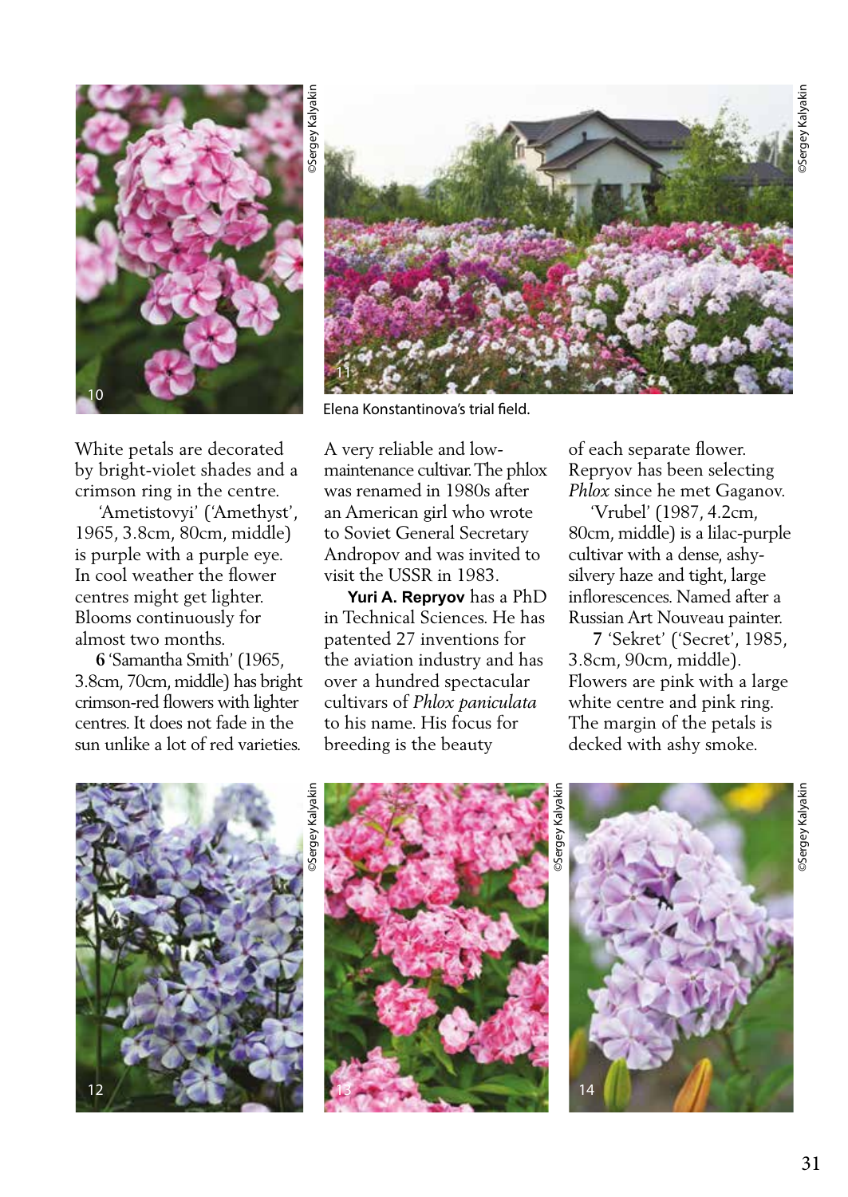Elena Konstantinova's trial field.

White petals are decorated by bright-violet shades and a crimson ring in the centre.

'Ametistovyi' ('Amethyst', 1965, 3.8cm, 80cm, middle) is purple with a purple eye. In cool weather the flower centres might get lighter. Blooms continuously for almost two months.

**6** 'Samantha Smith' (1965, 3.8cm, 70cm, middle) has bright crimson-red flowers with lighter centres. It does not fade in the sun unlike a lot of red varieties. A very reliable and low-maintenance cultivar. The phlox was renamed in 1980s after an American girl who wrote to Soviet General Secretary Andropov and was invited to visit the USSR in 1983.

**Yuri A. Repryov** has a PhD in Technical Sciences. He has patented 27 inventions for the aviation industry and has over a hundred spectacular cultivars of *Phlox paniculata* to his name. His focus for breeding is the beauty of each separate flower. Repryov has been selecting *Phlox* since he met Gaganov.

'Vrubel' (1987, 4.2cm, 80cm, middle) is a lilac-purple cultivar with a dense, ashy-silvery haze and tight, large inflorescences. Named after a Russian Art Nouveau painter.

**7** 'Sekret' ('Secret', 1985, 3.8cm, 90cm, middle). Flowers are pink with a large white centre and pink ring. The margin of the petals is decked with ashy smoke.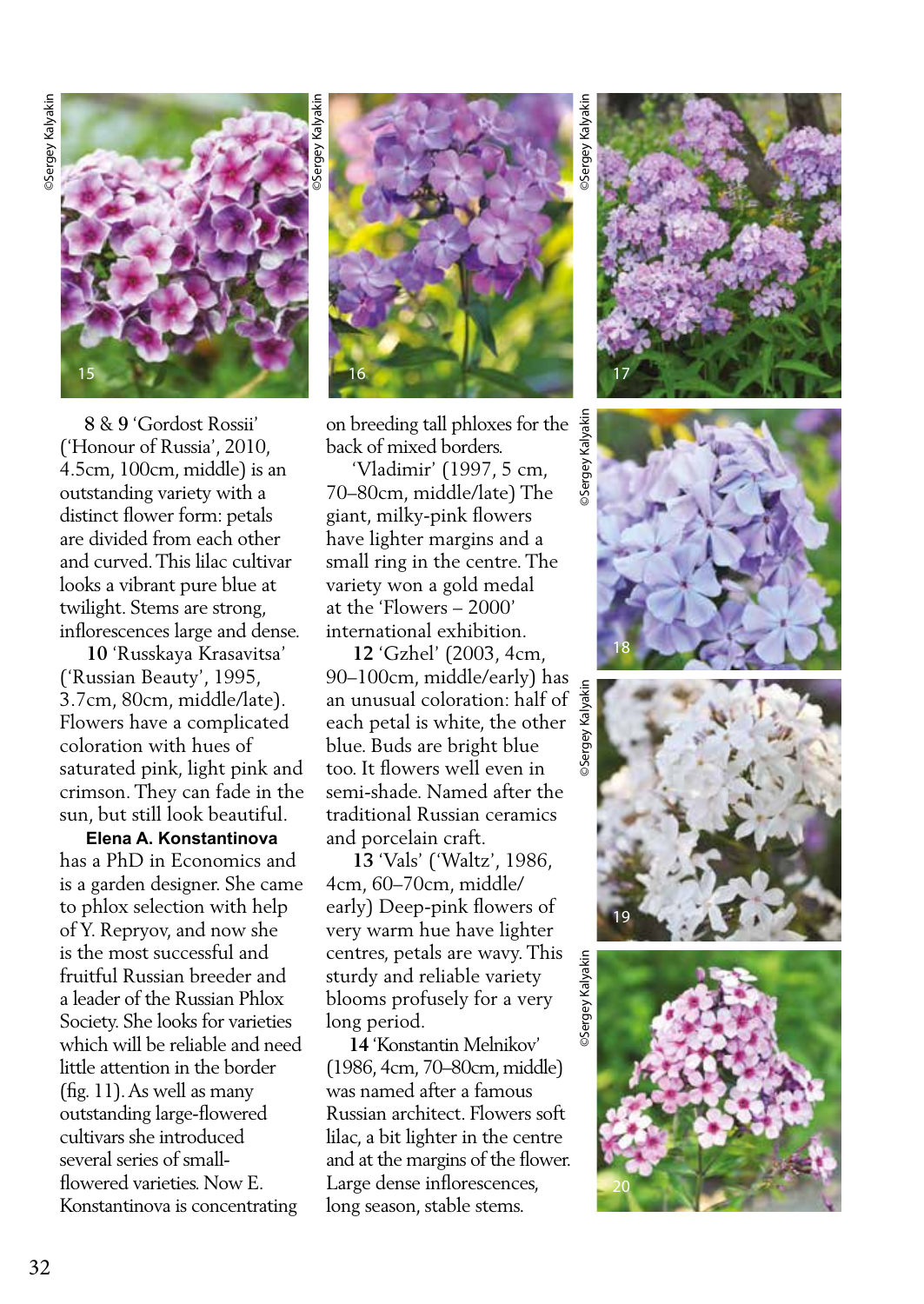**8** & **9** 'Gordost Rossii' ('Honour of Russia', 2010, 4.5cm, 100cm, middle) is an outstanding variety with a distinct flower form: petals are divided from each other and curved. This lilac cultivar looks a vibrant pure blue at twilight. Stems are strong, inflorescences large and dense.

**10** 'Russkaya Krasavitsa' ('Russian Beauty', 1995, 3.7cm, 80cm, middle/late). Flowers have a complicated coloration with hues of saturated pink, light pink and crimson. They can fade in the sun, but still look beautiful.

**Elena A. Konstantinova** has a PhD in Economics and is a garden designer. She came to phlox selection with help of Y. Repryov, and now she is the most successful and fruitful Russian breeder and a leader of the Russian Phlox Society. She looks for varieties which will be reliable and need little attention in the border (fig. 11). As well as many outstanding large-flowered cultivars she introduced several series of small-flowered varieties. Now E. Konstantinova is concentrating on breeding tall phloxes for the back of mixed borders.

'Vladimir' (1997, 5 cm, 70–80cm, middle/late) The giant, milky-pink flowers have lighter margins and a small ring in the centre. The variety won a gold medal at the 'Flowers – 2000' international exhibition.

**12** 'Gzhel' (2003, 4cm, 90–100cm, middle/early) has an unusual coloration: half of each petal is white, the other blue. Buds are bright blue too. It flowers well even in semi-shade. Named after the traditional Russian ceramics and porcelain craft.

**13** 'Vals' ('Waltz', 1986, 4cm, 60–70cm, middle/early) Deep-pink flowers of very warm hue have lighter centres, petals are wavy. This sturdy and reliable variety blooms profusely for a very long period.

**14** 'Konstantin Melnikov' (1986, 4cm, 70–80cm, middle) was named after a famous Russian architect. Flowers soft lilac, a bit lighter in the centre and at the margins of the flower. Large dense inflorescences, long season, stable stems.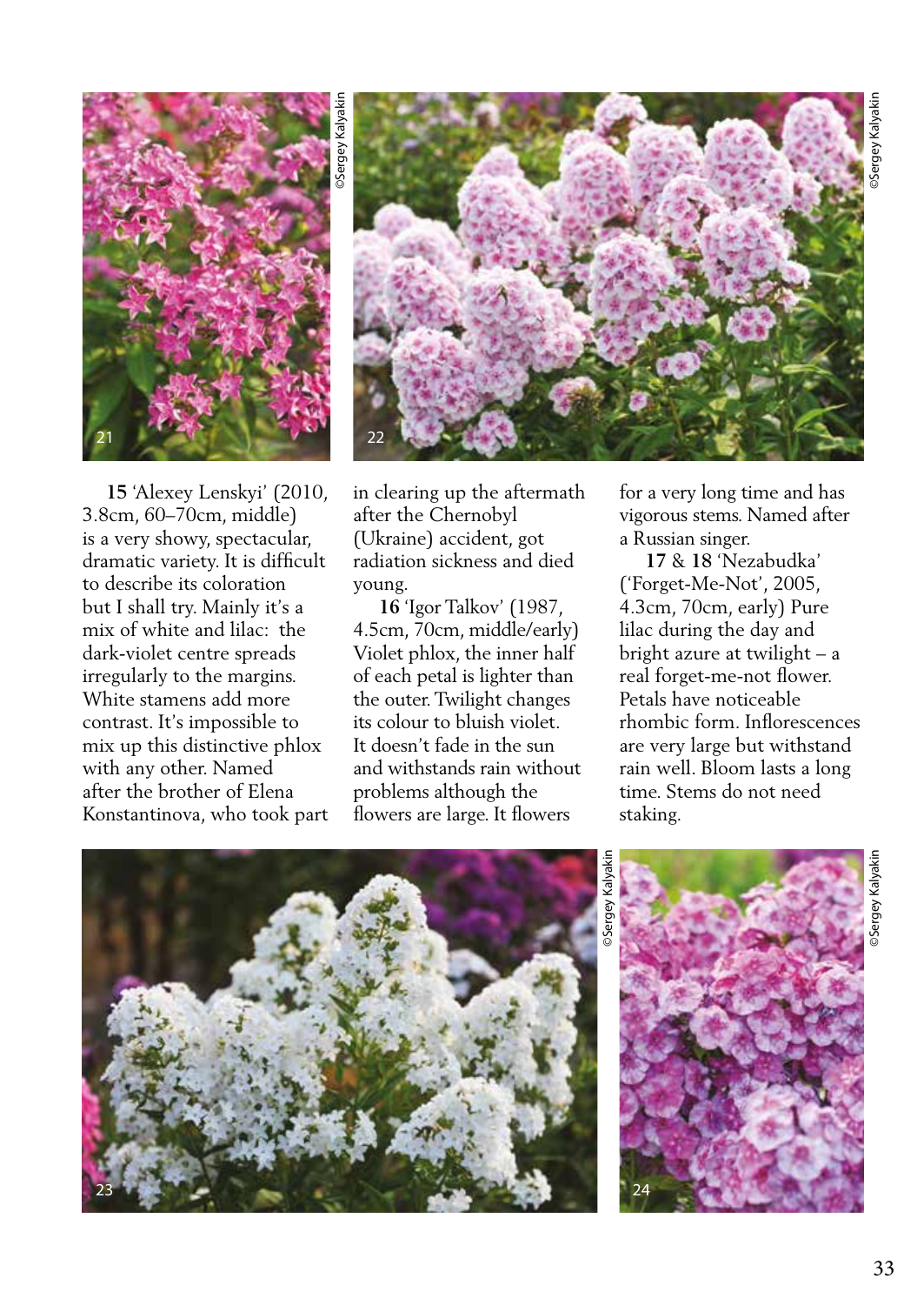**15** 'Alexey Lenskyi' (2010, 3.8cm, 60–70cm, middle) is a very showy, spectacular, dramatic variety. It is difficult to describe its coloration but I shall try. Mainly it's a mix of white and lilac: the dark-violet centre spreads irregularly to the margins. White stamens add more contrast. It's impossible to mix up this distinctive phlox with any other. Named after the brother of Elena Konstantinova, who took part in clearing up the aftermath after the Chernobyl (Ukraine) accident, got radiation sickness and died young.

**16** 'Igor Talkov' (1987, 4.5cm, 70cm, middle/early) Violet phlox, the inner half of each petal is lighter than the outer. Twilight changes its colour to bluish violet. It doesn't fade in the sun and withstands rain without problems although the flowers are large. It flowers for a very long time and has vigorous stems. Named after a Russian singer.

**17** & **18** 'Nezabudka' ('Forget-Me-Not', 2005, 4.3cm, 70cm, early) Pure lilac during the day and bright azure at twilight – a real forget-me-not flower. Petals have noticeable rhombic form. Inflorescences are very large but withstand rain well. Bloom lasts a long time. Stems do not need staking.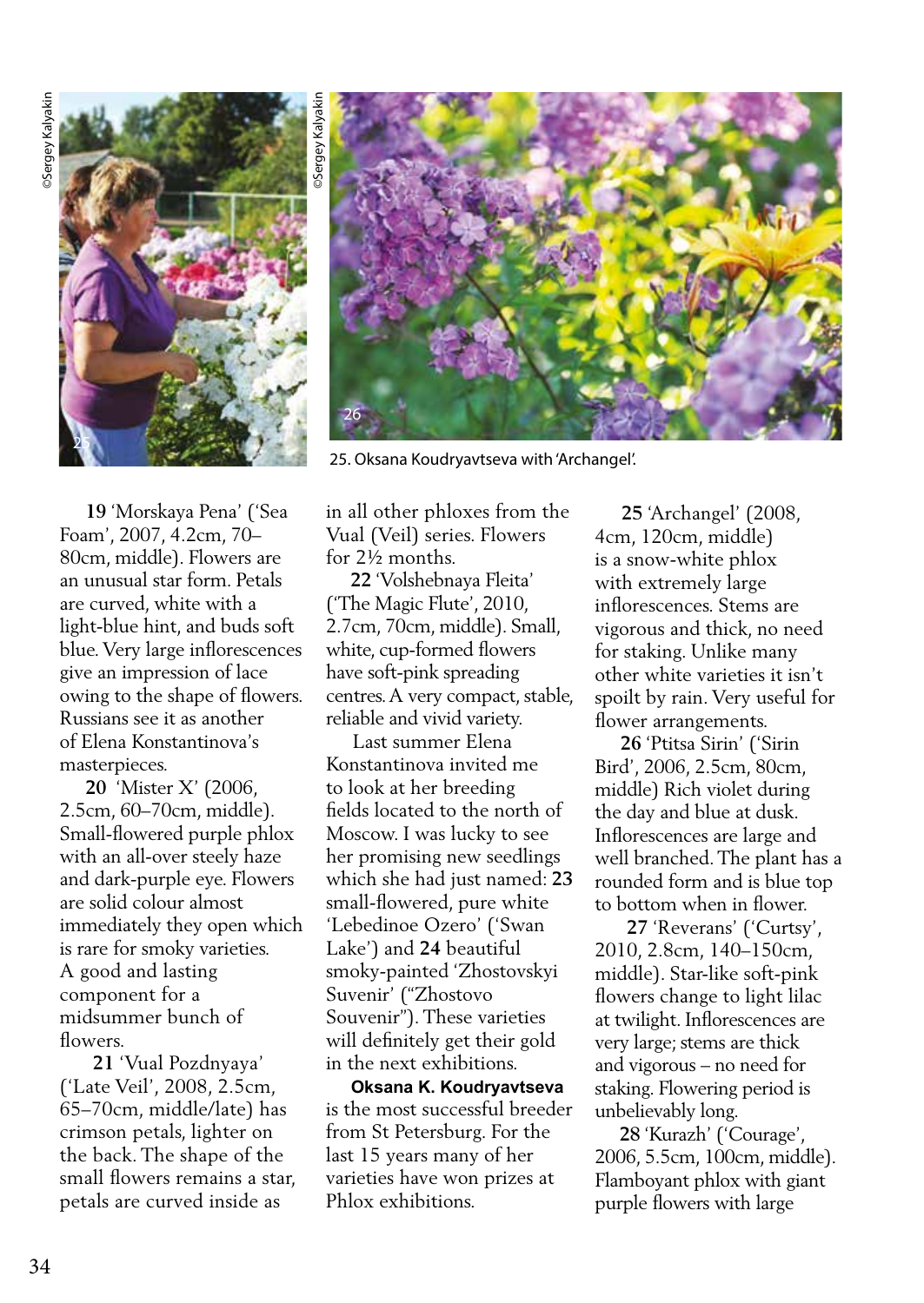25. Oksana Koudryavtseva with 'Archangel'.

**19** 'Morskaya Pena' ('Sea Foam', 2007, 4.2cm, 70–80cm, middle). Flowers are an unusual star form. Petals are curved, white with a light-blue hint, and buds soft blue. Very large inflorescences give an impression of lace owing to the shape of flowers. Russians see it as another of Elena Konstantinova's masterpieces.

**20** 'Mister X' (2006, 2.5cm, 60–70cm, middle). Small-flowered purple phlox with an all-over steely haze and dark-purple eye. Flowers are solid colour almost immediately they open which is rare for smoky varieties. A good and lasting component for a midsummer bunch of flowers.

**21** 'Vual Pozdnyaya' ('Late Veil', 2008, 2.5cm, 65–70cm, middle/late) has crimson petals, lighter on the back. The shape of the small flowers remains a star, petals are curved inside as in all other phloxes from the Vual (Veil) series. Flowers for 2½ months.

**22** 'Volshebnaya Fleita' ('The Magic Flute', 2010, 2.7cm, 70cm, middle). Small, white, cup-formed flowers have soft-pink spreading centres. A very compact, stable, reliable and vivid variety.

Last summer Elena Konstantinova invited me to look at her breeding fields located to the north of Moscow. I was lucky to see her promising new seedlings which she had just named: **23** small-flowered, pure white 'Lebedinoe Ozero' ('Swan Lake') and **24** beautiful smoky-painted 'Zhostovskyi Suvenir' ("Zhostovo Souvenir"). These varieties will definitely get their gold in the next exhibitions.

**Oksana K. Koudryavtseva** is the most successful breeder from St Petersburg. For the last 15 years many of her varieties have won prizes at Phlox exhibitions.

**25** 'Archangel' (2008, 4cm, 120cm, middle) is a snow-white phlox with extremely large inflorescences. Stems are vigorous and thick, no need for staking. Unlike many other white varieties it isn't spoilt by rain. Very useful for flower arrangements.

**26** 'Ptitsa Sirin' ('Sirin Bird', 2006, 2.5cm, 80cm, middle) Rich violet during the day and blue at dusk. Inflorescences are large and well branched. The plant has a rounded form and is blue top to bottom when in flower.

**27** 'Reverans' ('Curtsy', 2010, 2.8cm, 140–150cm, middle). Star-like soft-pink flowers change to light lilac at twilight. Inflorescences are very large; stems are thick and vigorous – no need for staking. Flowering period is unbelievably long.

**28** 'Kurazh' ('Courage', 2006, 5.5cm, 100cm, middle). Flamboyant phlox with giant purple flowers with large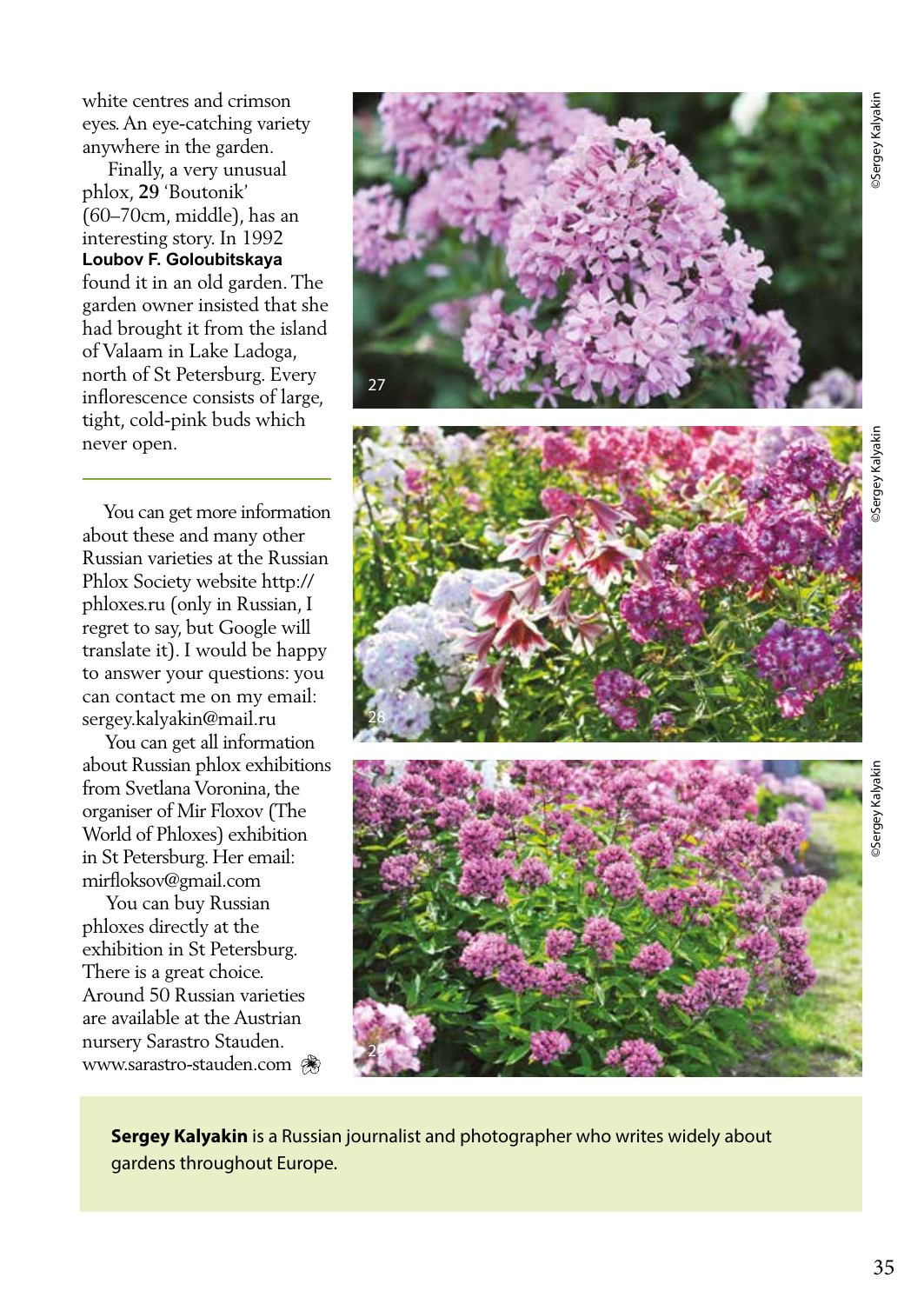white centres and crimson eyes. An eye-catching variety anywhere in the garden.

Finally, a very unusual phlox, **29** 'Boutonik' (60–70cm, middle), has an interesting story. In 1992 **Loubov F. Goloubitskaya** found it in an old garden. The garden owner insisted that she had brought it from the island of Valaam in Lake Ladoga, north of St Petersburg. Every inflorescence consists of large, tight, cold-pink buds which never open.

---

You can get more information about these and many other Russian varieties at the Russian Phlox Society website http://phloxes.ru (only in Russian, I regret to say, but Google will translate it). I would be happy to answer your questions: you can contact me on my email: sergey.kalyakin@mail.ru

You can get all information about Russian phlox exhibitions from Svetlana Voronina, the organiser of Mir Floxov (The World of Phloxes) exhibition in St Petersburg. Her email: mirfloksov@gmail.com

You can buy Russian phloxes directly at the exhibition in St Petersburg. There is a great choice. Around 50 Russian varieties are available at the Austrian nursery Sarastro Stauden. www.sarastro-stauden.com

27

©Sergey Kalyakin

28

©Sergey Kalyakin

29

©Sergey Kalyakin

**Sergey Kalyakin** is a Russian journalist and photographer who writes widely about gardens throughout Europe.